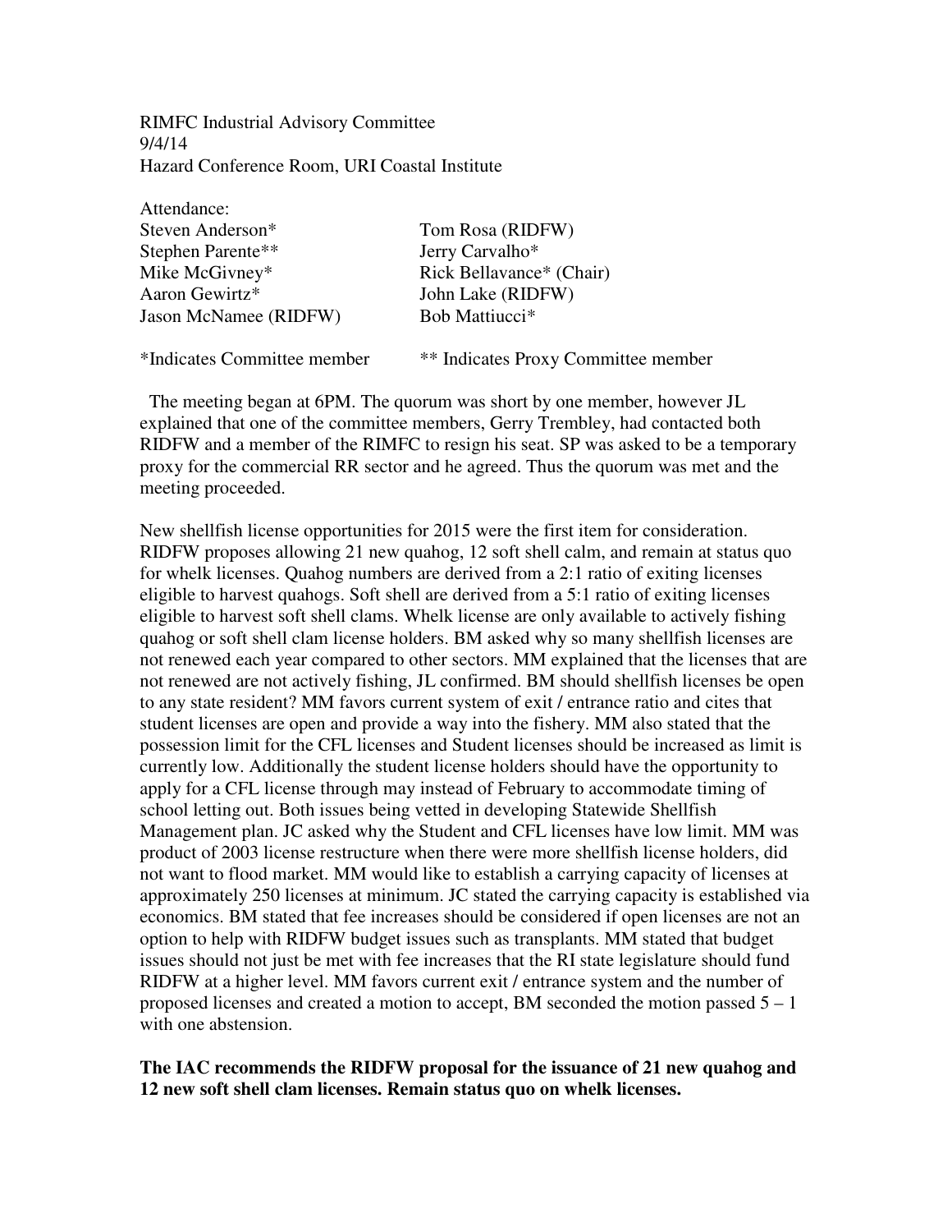RIMFC Industrial Advisory Committee
9/4/14
Hazard Conference Room, URI Coastal Institute

Attendance:

| | |
|---|---|
| Steven Anderson* | Tom Rosa (RIDFW) |
| Stephen Parente** | Jerry Carvalho* |
| Mike McGivney* | Rick Bellavance* (Chair) |
| Aaron Gewirtz* | John Lake (RIDFW) |
| Jason McNamee (RIDFW) | Bob Mattiucci* |

*Indicates Committee member ** Indicates Proxy Committee member

The meeting began at 6PM. The quorum was short by one member, however JL explained that one of the committee members, Gerry Trembley, had contacted both RIDFW and a member of the RIMFC to resign his seat. SP was asked to be a temporary proxy for the commercial RR sector and he agreed. Thus the quorum was met and the meeting proceeded.

New shellfish license opportunities for 2015 were the first item for consideration. RIDFW proposes allowing 21 new quahog, 12 soft shell calm, and remain at status quo for whelk licenses. Quahog numbers are derived from a 2:1 ratio of exiting licenses eligible to harvest quahogs. Soft shell are derived from a 5:1 ratio of exiting licenses eligible to harvest soft shell clams. Whelk license are only available to actively fishing quahog or soft shell clam license holders. BM asked why so many shellfish licenses are not renewed each year compared to other sectors. MM explained that the licenses that are not renewed are not actively fishing, JL confirmed. BM should shellfish licenses be open to any state resident? MM favors current system of exit / entrance ratio and cites that student licenses are open and provide a way into the fishery. MM also stated that the possession limit for the CFL licenses and Student licenses should be increased as limit is currently low. Additionally the student license holders should have the opportunity to apply for a CFL license through may instead of February to accommodate timing of school letting out. Both issues being vetted in developing Statewide Shellfish Management plan. JC asked why the Student and CFL licenses have low limit. MM was product of 2003 license restructure when there were more shellfish license holders, did not want to flood market. MM would like to establish a carrying capacity of licenses at approximately 250 licenses at minimum. JC stated the carrying capacity is established via economics. BM stated that fee increases should be considered if open licenses are not an option to help with RIDFW budget issues such as transplants. MM stated that budget issues should not just be met with fee increases that the RI state legislature should fund RIDFW at a higher level. MM favors current exit / entrance system and the number of proposed licenses and created a motion to accept, BM seconded the motion passed 5 – 1 with one abstension.

**The IAC recommends the RIDFW proposal for the issuance of 21 new quahog and 12 new soft shell clam licenses. Remain status quo on whelk licenses.**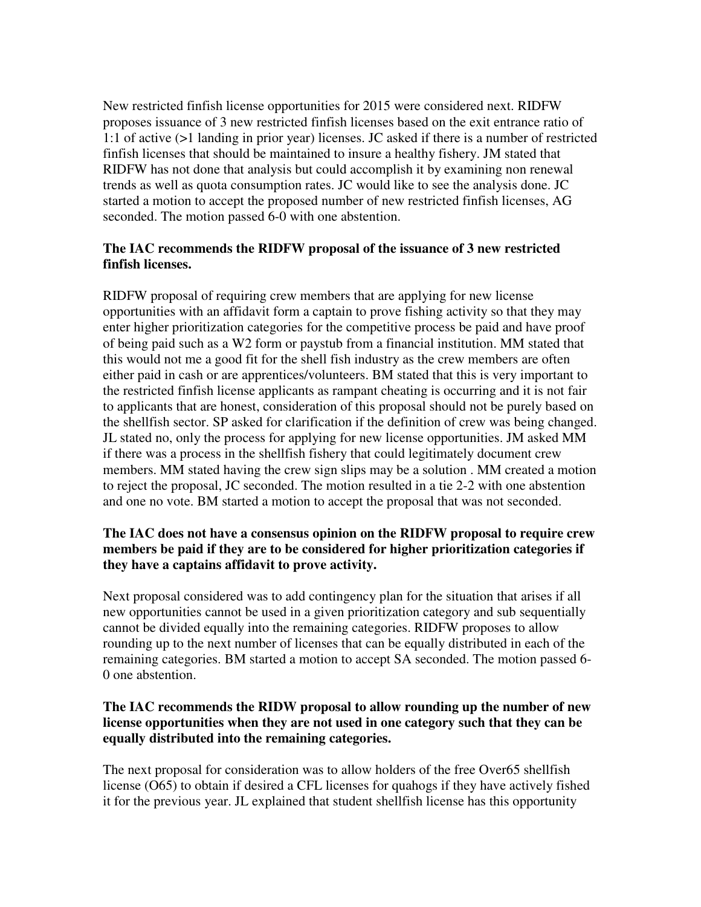New restricted finfish license opportunities for 2015 were considered next. RIDFW proposes issuance of 3 new restricted finfish licenses based on the exit entrance ratio of 1:1 of active (>1 landing in prior year) licenses. JC asked if there is a number of restricted finfish licenses that should be maintained to insure a healthy fishery. JM stated that RIDFW has not done that analysis but could accomplish it by examining non renewal trends as well as quota consumption rates. JC would like to see the analysis done. JC started a motion to accept the proposed number of new restricted finfish licenses, AG seconded. The motion passed 6-0 with one abstention.

**The IAC recommends the RIDFW proposal of the issuance of 3 new restricted finfish licenses.**

RIDFW proposal of requiring crew members that are applying for new license opportunities with an affidavit form a captain to prove fishing activity so that they may enter higher prioritization categories for the competitive process be paid and have proof of being paid such as a W2 form or paystub from a financial institution. MM stated that this would not me a good fit for the shell fish industry as the crew members are often either paid in cash or are apprentices/volunteers. BM stated that this is very important to the restricted finfish license applicants as rampant cheating is occurring and it is not fair to applicants that are honest, consideration of this proposal should not be purely based on the shellfish sector. SP asked for clarification if the definition of crew was being changed. JL stated no, only the process for applying for new license opportunities. JM asked MM if there was a process in the shellfish fishery that could legitimately document crew members. MM stated having the crew sign slips may be a solution . MM created a motion to reject the proposal, JC seconded. The motion resulted in a tie 2-2 with one abstention and one no vote. BM started a motion to accept the proposal that was not seconded.

**The IAC does not have a consensus opinion on the RIDFW proposal to require crew members be paid if they are to be considered for higher prioritization categories if they have a captains affidavit to prove activity.**

Next proposal considered was to add contingency plan for the situation that arises if all new opportunities cannot be used in a given prioritization category and sub sequentially cannot be divided equally into the remaining categories. RIDFW proposes to allow rounding up to the next number of licenses that can be equally distributed in each of the remaining categories. BM started a motion to accept SA seconded. The motion passed 6-0 one abstention.

**The IAC recommends the RIDW proposal to allow rounding up the number of new license opportunities when they are not used in one category such that they can be equally distributed into the remaining categories.**

The next proposal for consideration was to allow holders of the free Over65 shellfish license (O65) to obtain if desired a CFL licenses for quahogs if they have actively fished it for the previous year. JL explained that student shellfish license has this opportunity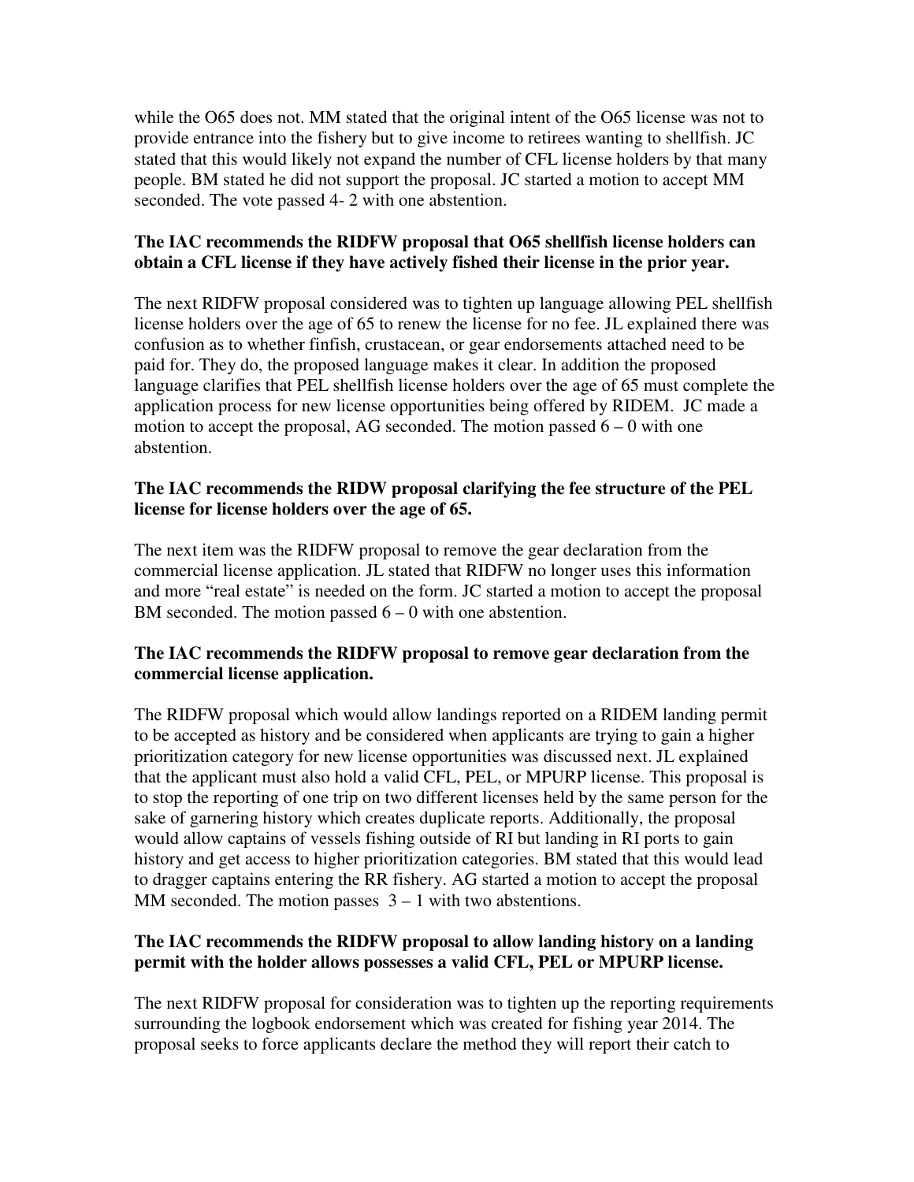while the O65 does not. MM stated that the original intent of the O65 license was not to provide entrance into the fishery but to give income to retirees wanting to shellfish. JC stated that this would likely not expand the number of CFL license holders by that many people. BM stated he did not support the proposal. JC started a motion to accept MM seconded. The vote passed 4- 2 with one abstention.

**The IAC recommends the RIDFW proposal that O65 shellfish license holders can obtain a CFL license if they have actively fished their license in the prior year.**

The next RIDFW proposal considered was to tighten up language allowing PEL shellfish license holders over the age of 65 to renew the license for no fee. JL explained there was confusion as to whether finfish, crustacean, or gear endorsements attached need to be paid for. They do, the proposed language makes it clear. In addition the proposed language clarifies that PEL shellfish license holders over the age of 65 must complete the application process for new license opportunities being offered by RIDEM. JC made a motion to accept the proposal, AG seconded. The motion passed 6 – 0 with one abstention.

**The IAC recommends the RIDW proposal clarifying the fee structure of the PEL license for license holders over the age of 65.**

The next item was the RIDFW proposal to remove the gear declaration from the commercial license application. JL stated that RIDFW no longer uses this information and more "real estate" is needed on the form. JC started a motion to accept the proposal BM seconded. The motion passed 6 – 0 with one abstention.

**The IAC recommends the RIDFW proposal to remove gear declaration from the commercial license application.**

The RIDFW proposal which would allow landings reported on a RIDEM landing permit to be accepted as history and be considered when applicants are trying to gain a higher prioritization category for new license opportunities was discussed next. JL explained that the applicant must also hold a valid CFL, PEL, or MPURP license. This proposal is to stop the reporting of one trip on two different licenses held by the same person for the sake of garnering history which creates duplicate reports. Additionally, the proposal would allow captains of vessels fishing outside of RI but landing in RI ports to gain history and get access to higher prioritization categories. BM stated that this would lead to dragger captains entering the RR fishery. AG started a motion to accept the proposal MM seconded. The motion passes 3 – 1 with two abstentions.

**The IAC recommends the RIDFW proposal to allow landing history on a landing permit with the holder allows possesses a valid CFL, PEL or MPURP license.**

The next RIDFW proposal for consideration was to tighten up the reporting requirements surrounding the logbook endorsement which was created for fishing year 2014. The proposal seeks to force applicants declare the method they will report their catch to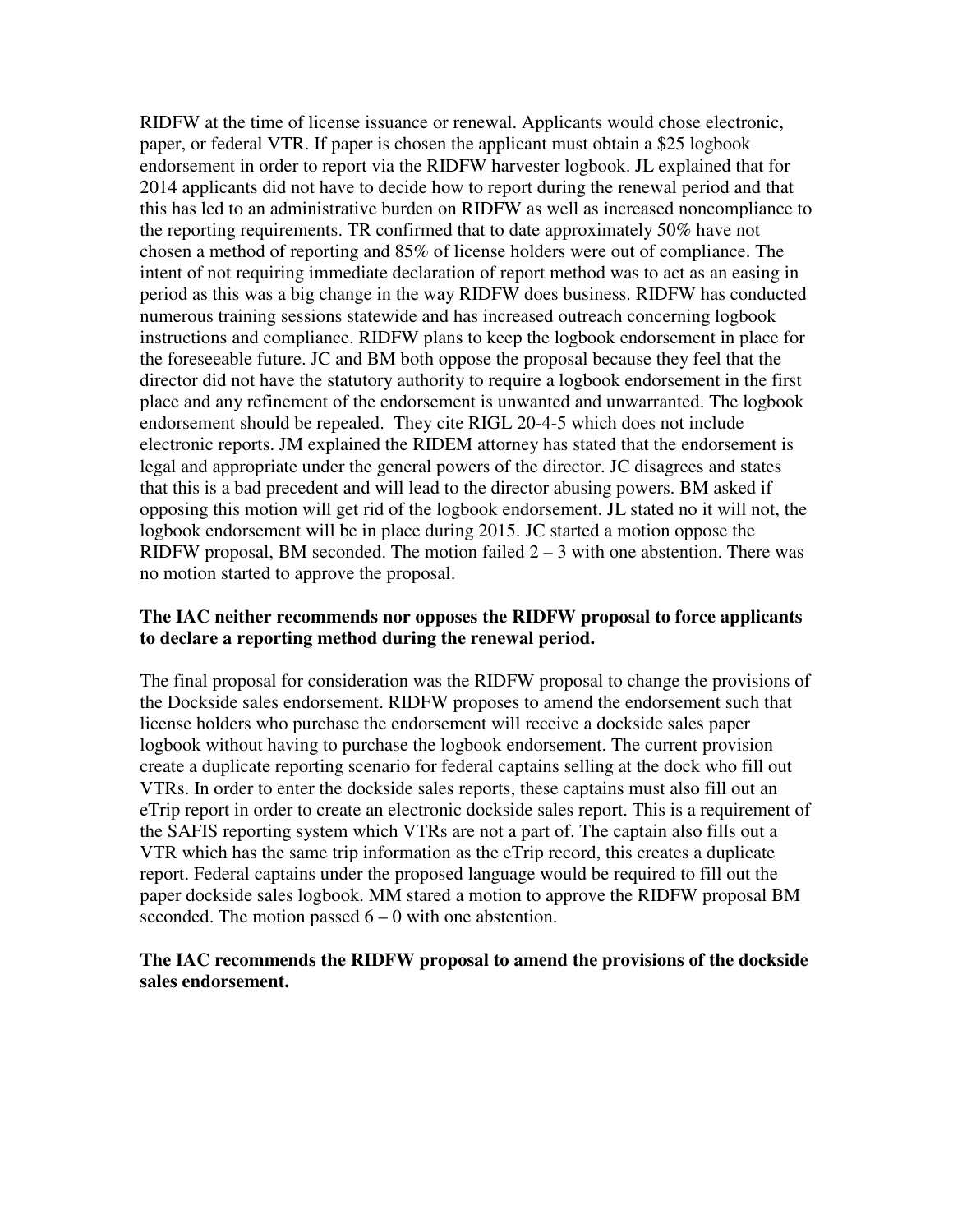RIDFW at the time of license issuance or renewal. Applicants would chose electronic, paper, or federal VTR. If paper is chosen the applicant must obtain a $25 logbook endorsement in order to report via the RIDFW harvester logbook. JL explained that for 2014 applicants did not have to decide how to report during the renewal period and that this has led to an administrative burden on RIDFW as well as increased noncompliance to the reporting requirements. TR confirmed that to date approximately 50% have not chosen a method of reporting and 85% of license holders were out of compliance. The intent of not requiring immediate declaration of report method was to act as an easing in period as this was a big change in the way RIDFW does business. RIDFW has conducted numerous training sessions statewide and has increased outreach concerning logbook instructions and compliance. RIDFW plans to keep the logbook endorsement in place for the foreseeable future. JC and BM both oppose the proposal because they feel that the director did not have the statutory authority to require a logbook endorsement in the first place and any refinement of the endorsement is unwanted and unwarranted. The logbook endorsement should be repealed. They cite RIGL 20-4-5 which does not include electronic reports. JM explained the RIDEM attorney has stated that the endorsement is legal and appropriate under the general powers of the director. JC disagrees and states that this is a bad precedent and will lead to the director abusing powers. BM asked if opposing this motion will get rid of the logbook endorsement. JL stated no it will not, the logbook endorsement will be in place during 2015. JC started a motion oppose the RIDFW proposal, BM seconded. The motion failed 2 – 3 with one abstention. There was no motion started to approve the proposal.

**The IAC neither recommends nor opposes the RIDFW proposal to force applicants to declare a reporting method during the renewal period.**

The final proposal for consideration was the RIDFW proposal to change the provisions of the Dockside sales endorsement. RIDFW proposes to amend the endorsement such that license holders who purchase the endorsement will receive a dockside sales paper logbook without having to purchase the logbook endorsement. The current provision create a duplicate reporting scenario for federal captains selling at the dock who fill out VTRs. In order to enter the dockside sales reports, these captains must also fill out an eTrip report in order to create an electronic dockside sales report. This is a requirement of the SAFIS reporting system which VTRs are not a part of. The captain also fills out a VTR which has the same trip information as the eTrip record, this creates a duplicate report. Federal captains under the proposed language would be required to fill out the paper dockside sales logbook. MM stared a motion to approve the RIDFW proposal BM seconded. The motion passed 6 – 0 with one abstention.

**The IAC recommends the RIDFW proposal to amend the provisions of the dockside sales endorsement.**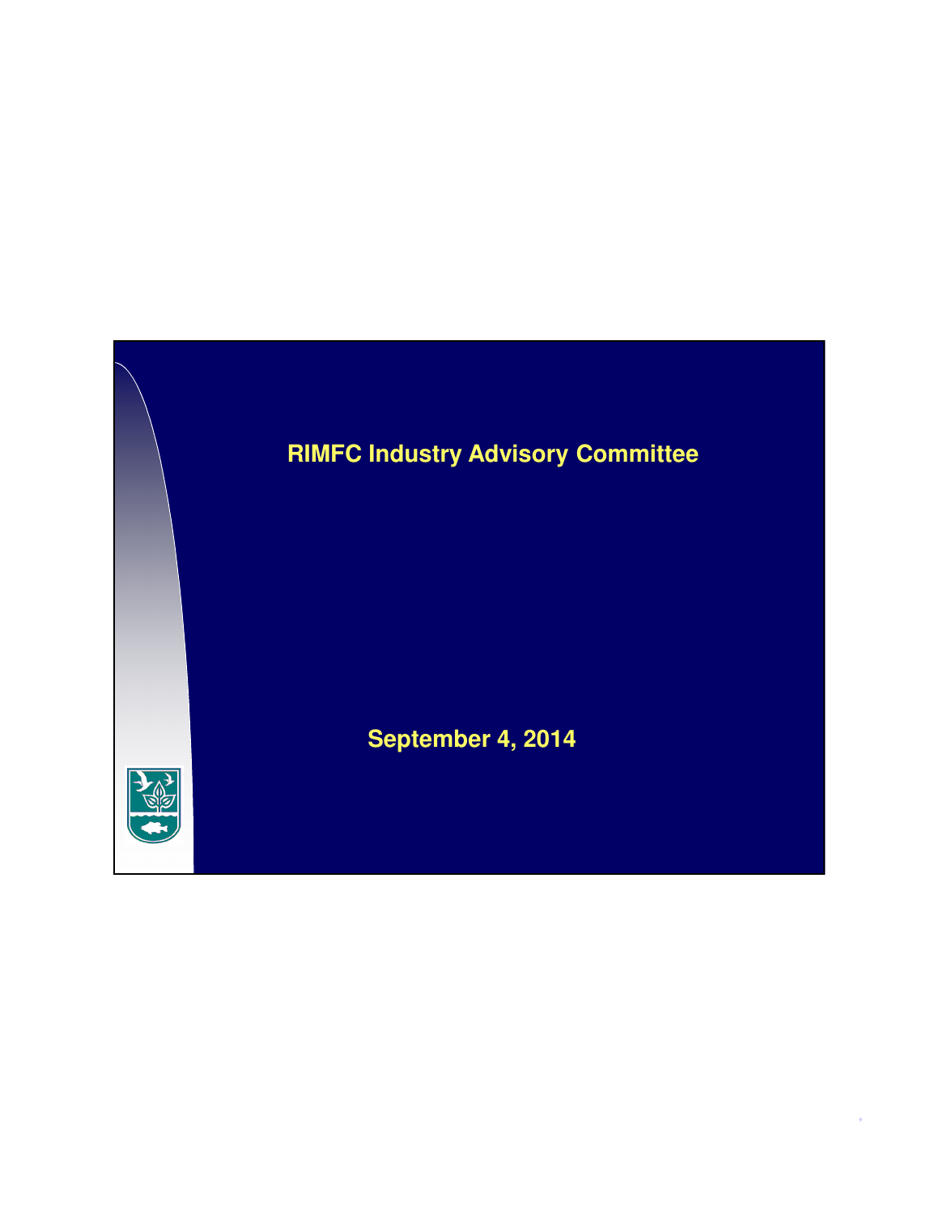# RIMFC Industry Advisory Committee

September 4, 2014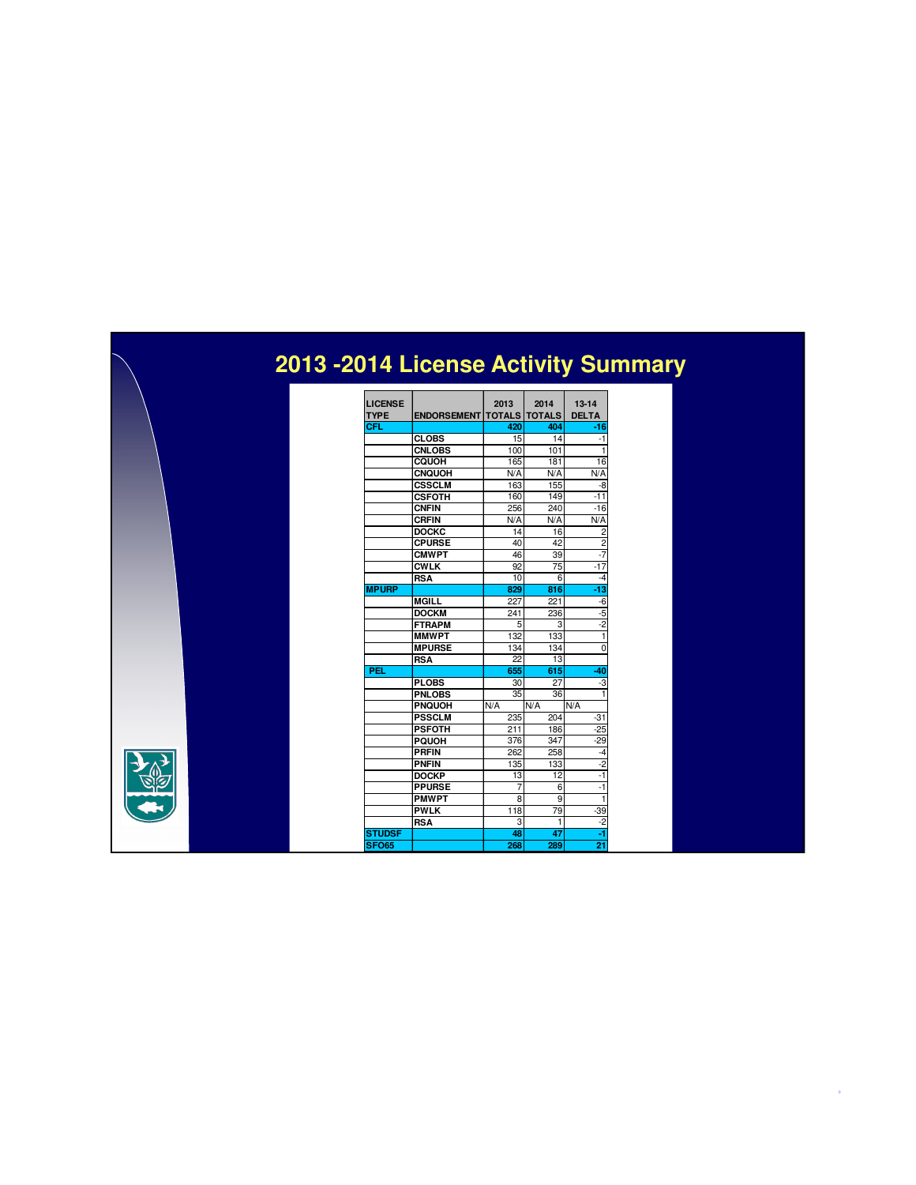# 2013 -2014 License Activity Summary

| LICENSE TYPE | ENDORSEMENT | 2013 TOTALS | 2014 TOTALS | 13-14 DELTA |
|---|---|---|---|---|
| CFL | | 420 | 404 | -16 |
| | CLOBS | 15 | 14 | -1 |
| | CNLOBS | 100 | 101 | 1 |
| | CQUOH | 165 | 181 | 16 |
| | CNQUOH | N/A | N/A | N/A |
| | CSSCLM | 163 | 155 | -8 |
| | CSFOTH | 160 | 149 | -11 |
| | CNFIN | 256 | 240 | -16 |
| | CRFIN | N/A | N/A | N/A |
| | DOCKC | 14 | 16 | 2 |
| | CPURSE | 40 | 42 | 2 |
| | CMWPT | 46 | 39 | -7 |
| | CWLK | 92 | 75 | -17 |
| | RSA | 10 | 6 | -4 |
| MPURP | | 829 | 816 | -13 |
| | MGILL | 227 | 221 | -6 |
| | DOCKM | 241 | 236 | -5 |
| | FTRAPM | 5 | 3 | -2 |
| | MMWPT | 132 | 133 | 1 |
| | MPURSE | 134 | 134 | 0 |
| | RSA | 22 | 13 | |
| PEL | | 655 | 615 | -40 |
| | PLOBS | 30 | 27 | -3 |
| | PNLOBS | 35 | 36 | 1 |
| | PNQUOH | N/A | N/A | N/A |
| | PSSCLM | 235 | 204 | -31 |
| | PSFOTH | 211 | 186 | -25 |
| | PQUOH | 376 | 347 | -29 |
| | PRFIN | 262 | 258 | -4 |
| | PNFIN | 135 | 133 | -2 |
| | DOCKP | 13 | 12 | -1 |
| | PPURSE | 7 | 6 | -1 |
| | PMWPT | 8 | 9 | 1 |
| | PWLK | 118 | 79 | -39 |
| | RSA | 3 | 1 | -2 |
| STUDSF | | 48 | 47 | -1 |
| SFO65 | | 268 | 289 | 21 |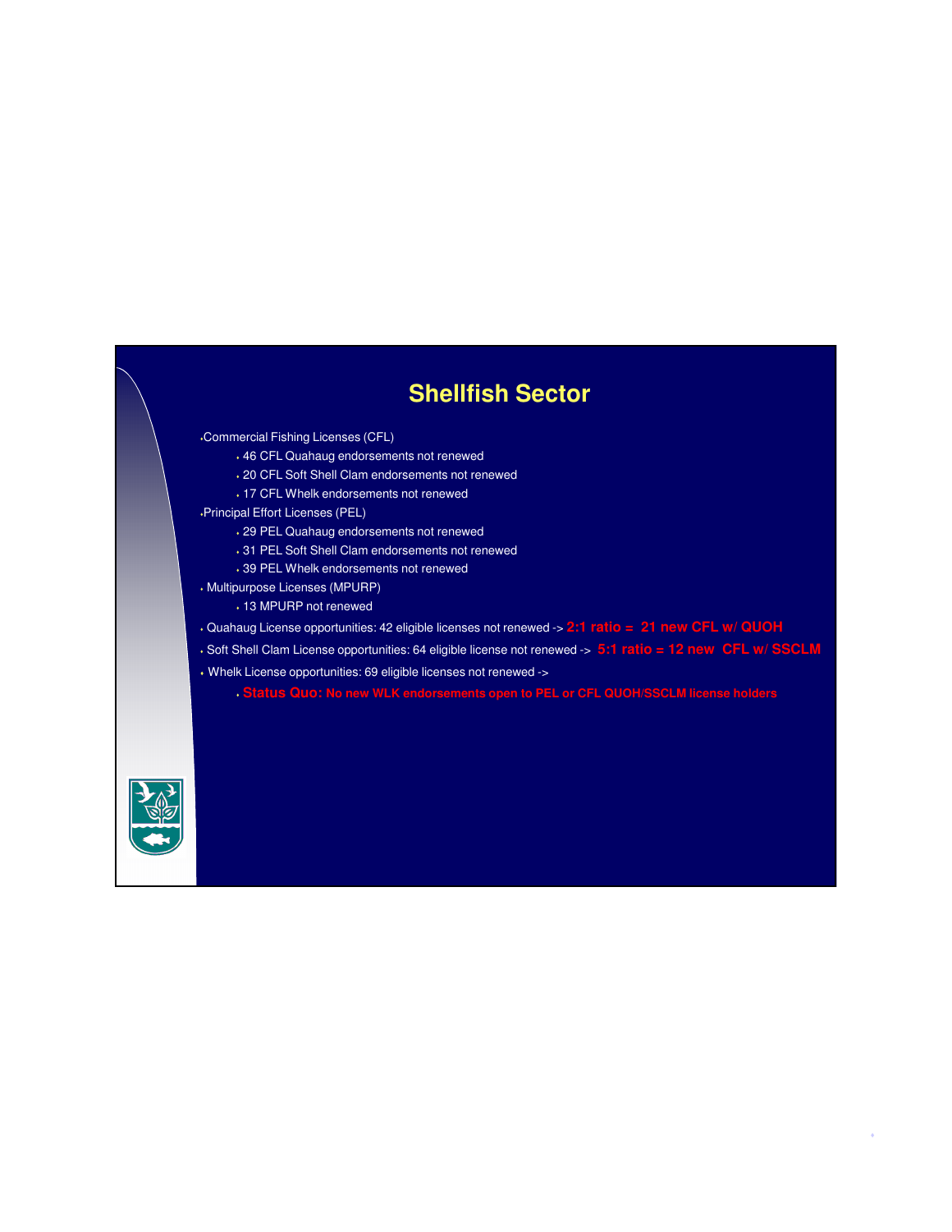# Shellfish Sector

- Commercial Fishing Licenses (CFL)
  - 46 CFL Quahaug endorsements not renewed
  - 20 CFL Soft Shell Clam endorsements not renewed
  - 17 CFL Whelk endorsements not renewed
- Principal Effort Licenses (PEL)
  - 29 PEL Quahaug endorsements not renewed
  - 31 PEL Soft Shell Clam endorsements not renewed
  - 39 PEL Whelk endorsements not renewed
- Multipurpose Licenses (MPURP)
  - 13 MPURP not renewed
- Quahaug License opportunities: 42 eligible licenses not renewed -> **2:1 ratio = 21 new CFL w/ QUOH**
- Soft Shell Clam License opportunities: 64 eligible license not renewed -> **5:1 ratio = 12 new CFL w/ SSCLM**
- Whelk License opportunities: 69 eligible licenses not renewed ->
  - **Status Quo: No new WLK endorsements open to PEL or CFL QUOH/SSCLM license holders**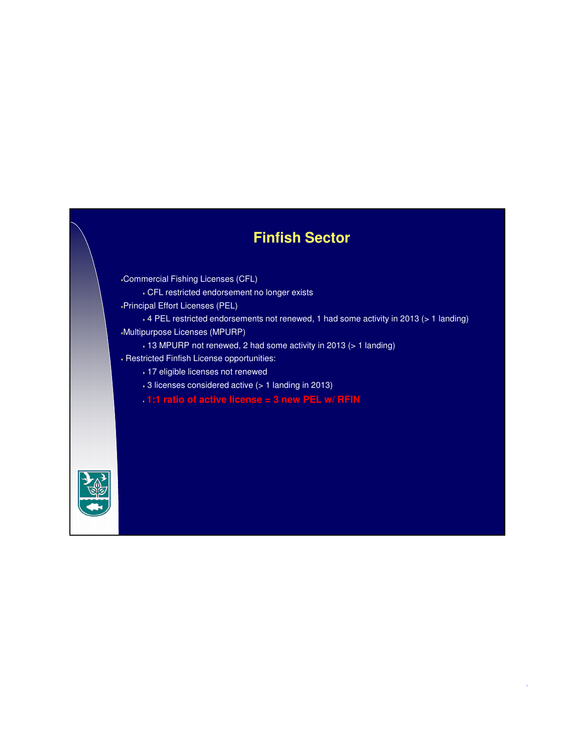# Finfish Sector

- Commercial Fishing Licenses (CFL)
  - CFL restricted endorsement no longer exists
- Principal Effort Licenses (PEL)
  - 4 PEL restricted endorsements not renewed, 1 had some activity in 2013 (> 1 landing)
- Multipurpose Licenses (MPURP)
  - 13 MPURP not renewed, 2 had some activity in 2013 (> 1 landing)
- Restricted Finfish License opportunities:
  - 17 eligible licenses not renewed
  - 3 licenses considered active (> 1 landing in 2013)
  - **1:1 ratio of active license = 3 new PEL w/ RFIN**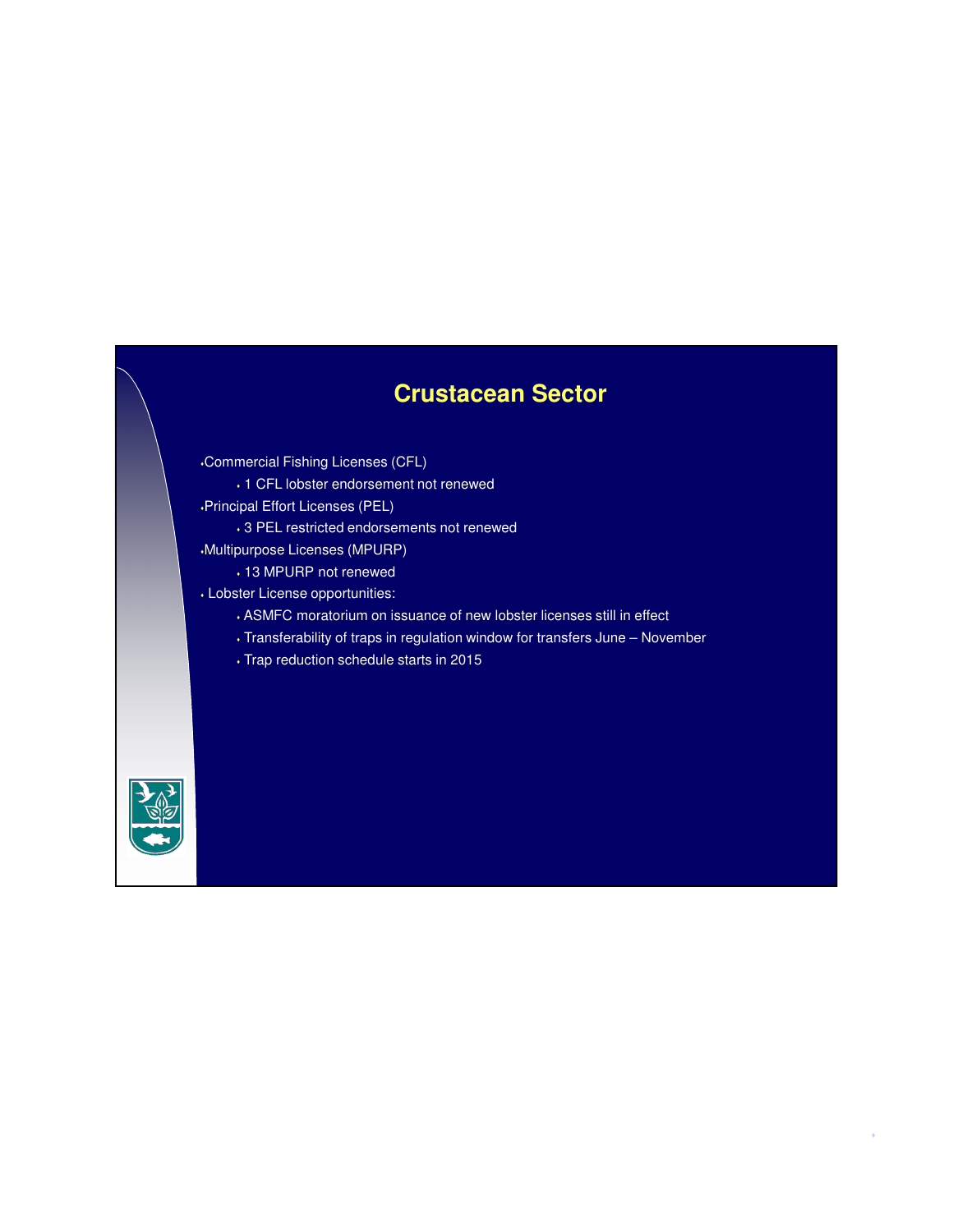# Crustacean Sector

- Commercial Fishing Licenses (CFL)
  - 1 CFL lobster endorsement not renewed
- Principal Effort Licenses (PEL)
  - 3 PEL restricted endorsements not renewed
- Multipurpose Licenses (MPURP)
  - 13 MPURP not renewed
- Lobster License opportunities:
  - ASMFC moratorium on issuance of new lobster licenses still in effect
  - Transferability of traps in regulation window for transfers June – November
  - Trap reduction schedule starts in 2015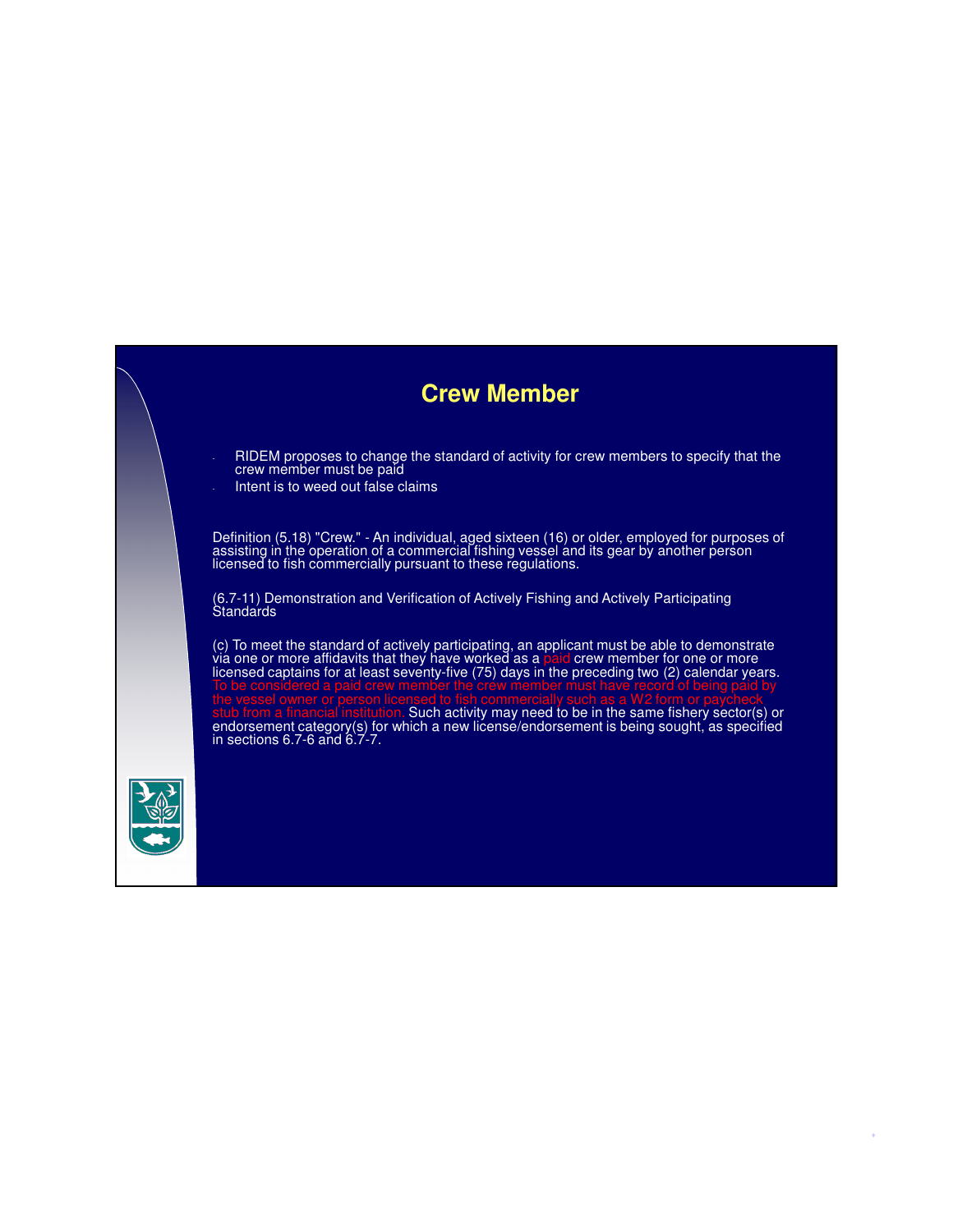# Crew Member

- RIDEM proposes to change the standard of activity for crew members to specify that the crew member must be paid
- Intent is to weed out false claims

Definition (5.18) "Crew." - An individual, aged sixteen (16) or older, employed for purposes of assisting in the operation of a commercial fishing vessel and its gear by another person licensed to fish commercially pursuant to these regulations.

(6.7-11) Demonstration and Verification of Actively Fishing and Actively Participating Standards

(c) To meet the standard of actively participating, an applicant must be able to demonstrate via one or more affidavits that they have worked as a paid crew member for one or more licensed captains for at least seventy-five (75) days in the preceding two (2) calendar years. To be considered a paid crew member the crew member must have record of being paid by the vessel owner or person licensed to fish commercially such as a W2 form or paycheck stub from a financial institution. Such activity may need to be in the same fishery sector(s) or endorsement category(s) for which a new license/endorsement is being sought, as specified in sections 6.7-6 and 6.7-7.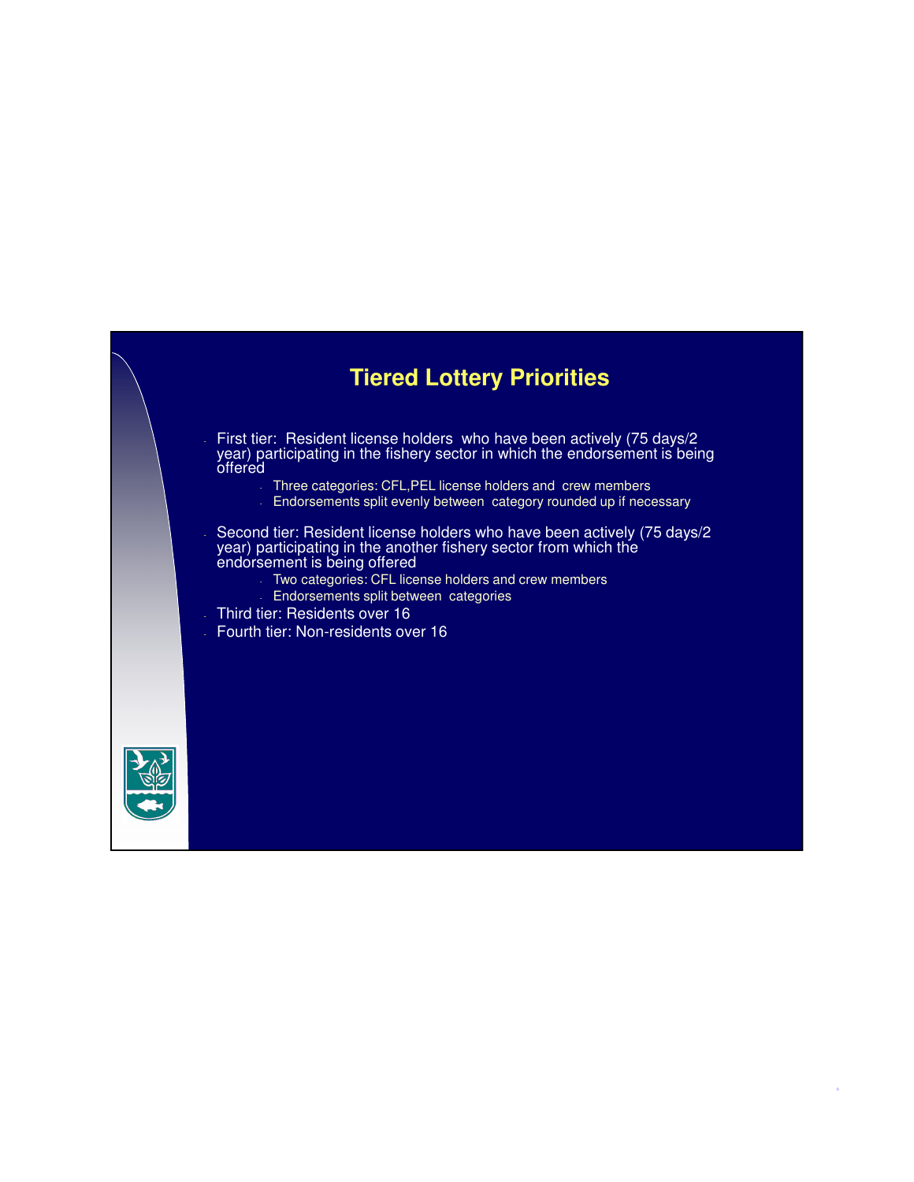# Tiered Lottery Priorities

- First tier: Resident license holders who have been actively (75 days/2 year) participating in the fishery sector in which the endorsement is being offered
  - Three categories: CFL,PEL license holders and crew members
  - Endorsements split evenly between category rounded up if necessary
- Second tier: Resident license holders who have been actively (75 days/2 year) participating in the another fishery sector from which the endorsement is being offered
  - Two categories: CFL license holders and crew members
  - Endorsements split between categories
- Third tier: Residents over 16
- Fourth tier: Non-residents over 16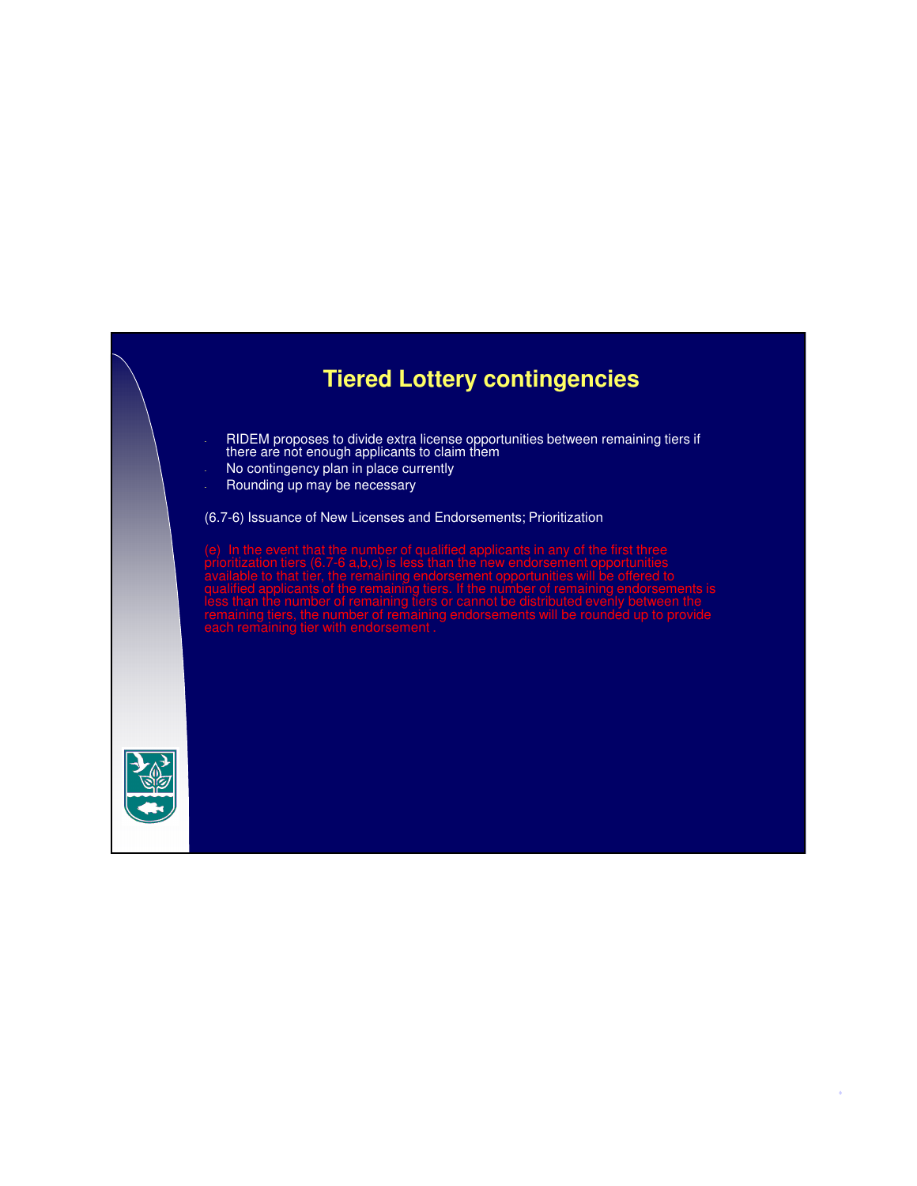# Tiered Lottery contingencies

- RIDEM proposes to divide extra license opportunities between remaining tiers if there are not enough applicants to claim them
- No contingency plan in place currently
- Rounding up may be necessary

(6.7-6) Issuance of New Licenses and Endorsements; Prioritization

(e) In the event that the number of qualified applicants in any of the first three prioritization tiers (6.7-6 a,b,c) is less than the new endorsement opportunities available to that tier, the remaining endorsement opportunities will be offered to qualified applicants of the remaining tiers. If the number of remaining endorsements is less than the number of remaining tiers or cannot be distributed evenly between the remaining tiers, the number of remaining endorsements will be rounded up to provide each remaining tier with endorsement .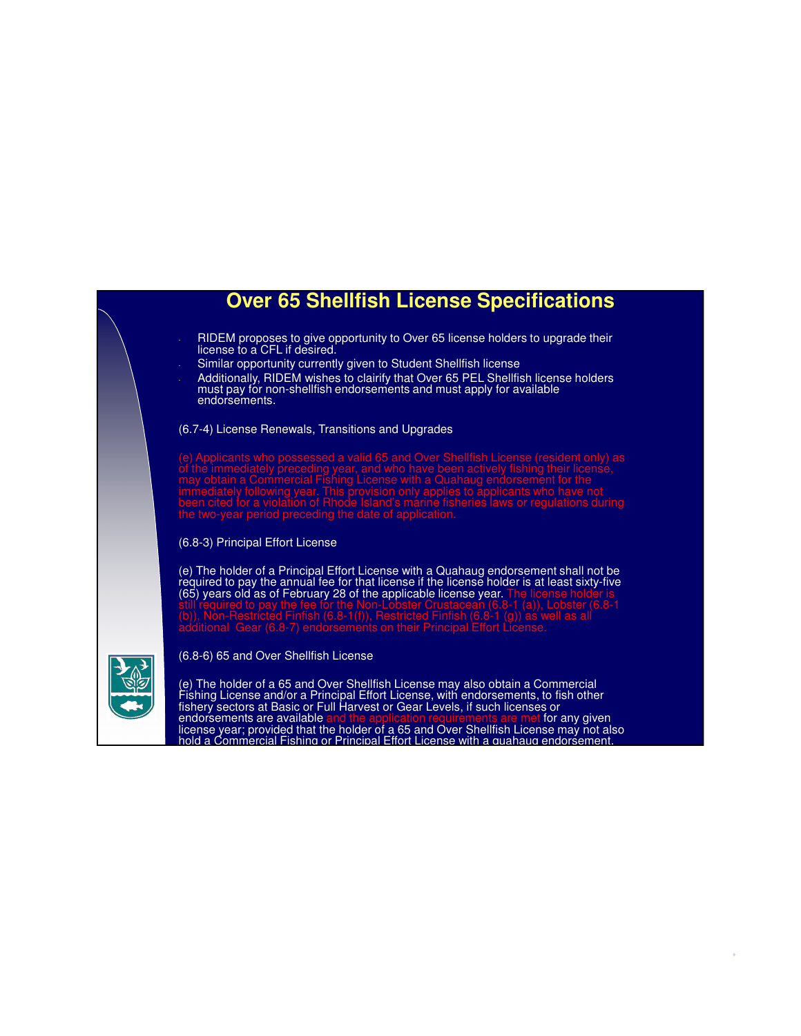# Over 65 Shellfish License Specifications

- RIDEM proposes to give opportunity to Over 65 license holders to upgrade their license to a CFL if desired.
- Similar opportunity currently given to Student Shellfish license
- Additionally, RIDEM wishes to clairify that Over 65 PEL Shellfish license holders must pay for non-shellfish endorsements and must apply for available endorsements.

(6.7-4) License Renewals, Transitions and Upgrades

(e) Applicants who possessed a valid 65 and Over Shellfish License (resident only) as of the immediately preceding year, and who have been actively fishing their license, may obtain a Commercial Fishing License with a Quahaug endorsement for the immediately following year. This provision only applies to applicants who have not been cited for a violation of Rhode Island's marine fisheries laws or regulations during the two-year period preceding the date of application.

(6.8-3) Principal Effort License

(e) The holder of a Principal Effort License with a Quahaug endorsement shall not be required to pay the annual fee for that license if the license holder is at least sixty-five (65) years old as of February 28 of the applicable license year. The license holder is still required to pay the fee for the Non-Lobster Crustacean (6.8-1 (a)), Lobster (6.8-1 (b)), Non-Restricted Finfish (6.8-1(f)), Restricted Finfish (6.8-1 (g)) as well as all additional Gear (6.8-7) endorsements on their Principal Effort License.

(6.8-6) 65 and Over Shellfish License

(e) The holder of a 65 and Over Shellfish License may also obtain a Commercial Fishing License and/or a Principal Effort License, with endorsements, to fish other fishery sectors at Basic or Full Harvest or Gear Levels, if such licenses or endorsements are available and the application requirements are met for any given license year; provided that the holder of a 65 and Over Shellfish License may not also hold a Commercial Fishing or Principal Effort License with a quahaug endorsement.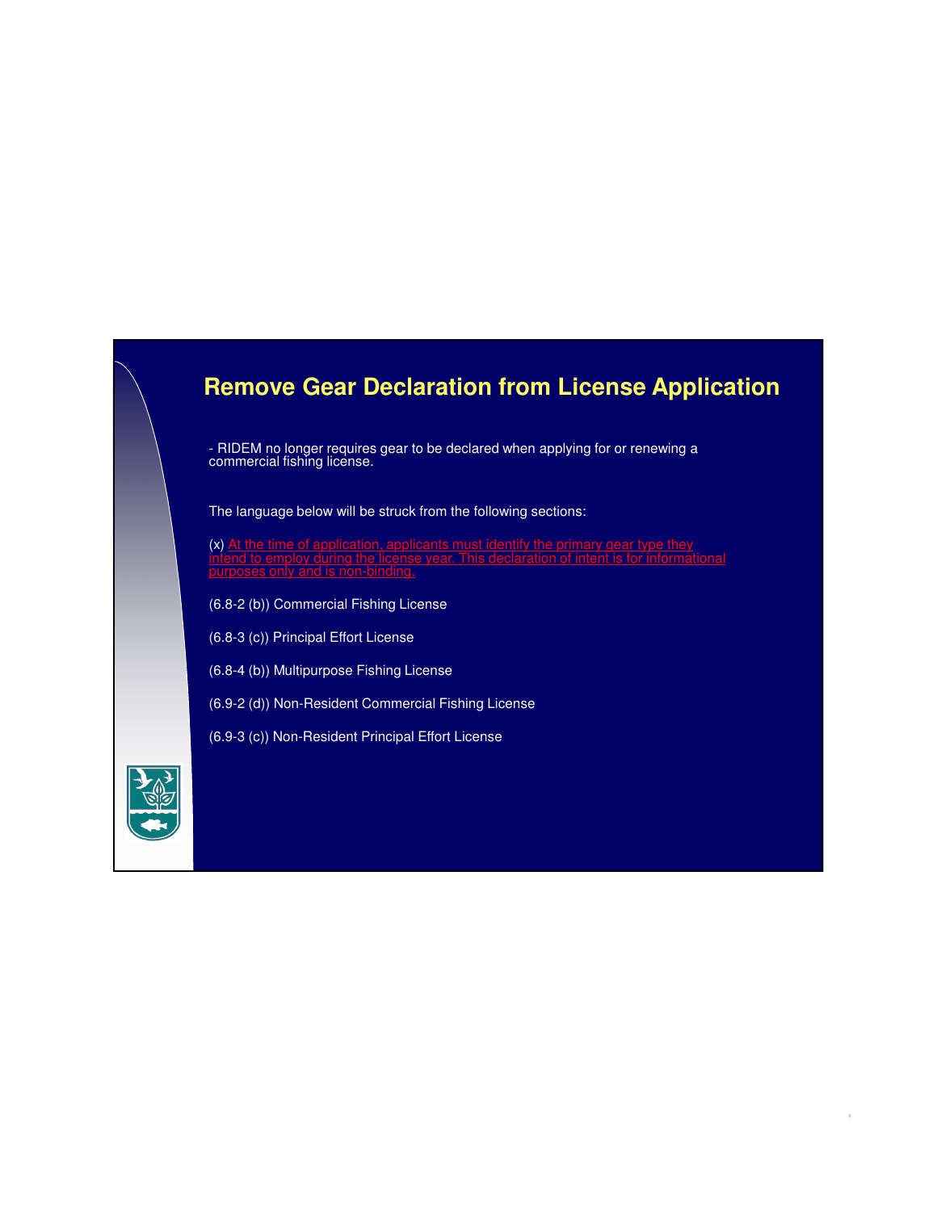# Remove Gear Declaration from License Application

- RIDEM no longer requires gear to be declared when applying for or renewing a commercial fishing license.

The language below will be struck from the following sections:

(x) At the time of application, applicants must identify the primary gear type they intend to employ during the license year. This declaration of intent is for informational purposes only and is non-binding.

(6.8-2 (b)) Commercial Fishing License

(6.8-3 (c)) Principal Effort License

(6.8-4 (b)) Multipurpose Fishing License

(6.9-2 (d)) Non-Resident Commercial Fishing License

(6.9-3 (c)) Non-Resident Principal Effort License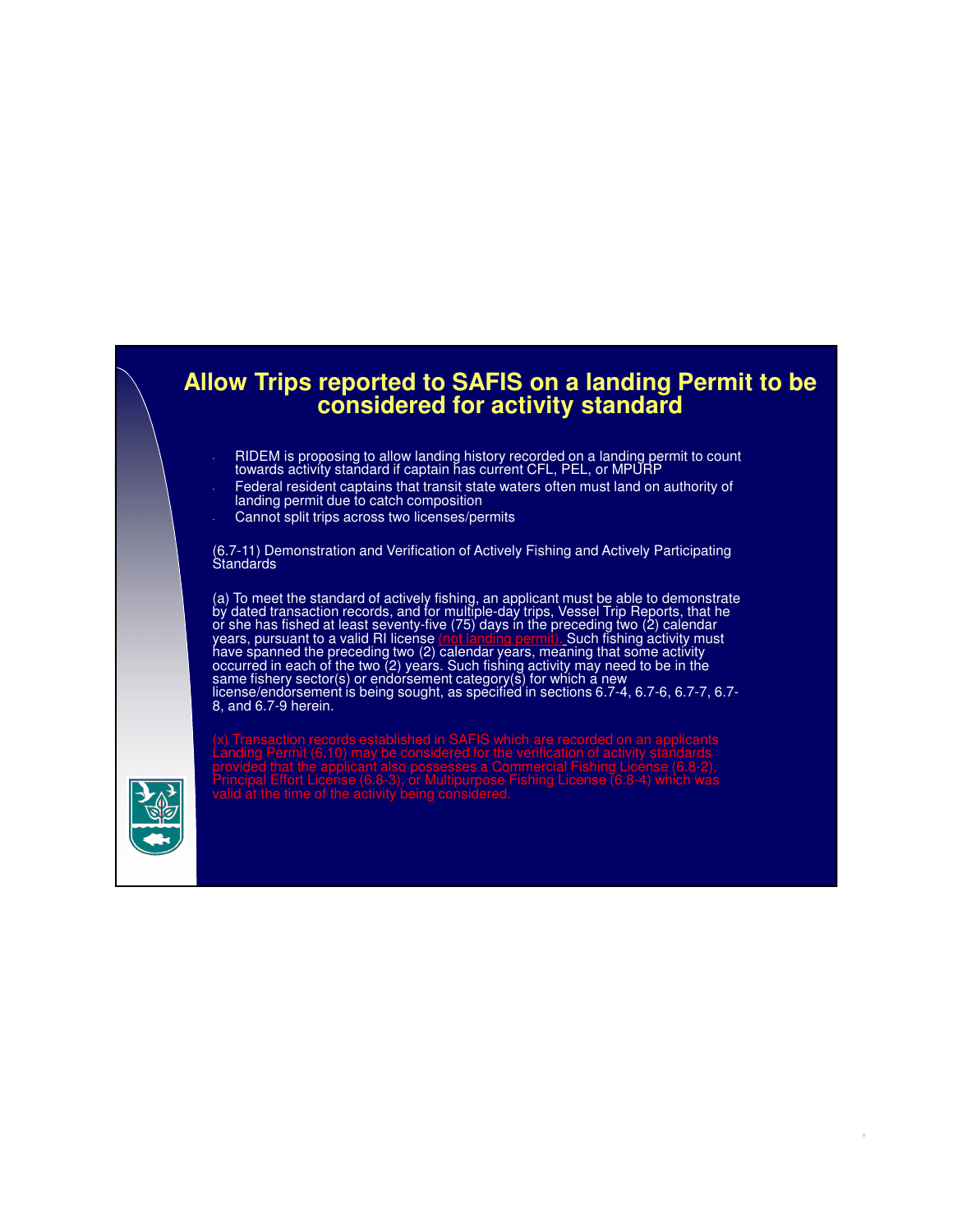# Allow Trips reported to SAFIS on a landing Permit to be considered for activity standard

- RIDEM is proposing to allow landing history recorded on a landing permit to count towards activity standard if captain has current CFL, PEL, or MPURP
- Federal resident captains that transit state waters often must land on authority of landing permit due to catch composition
- Cannot split trips across two licenses/permits

(6.7-11) Demonstration and Verification of Actively Fishing and Actively Participating Standards

(a) To meet the standard of actively fishing, an applicant must be able to demonstrate by dated transaction records, and for multiple-day trips, Vessel Trip Reports, that he or she has fished at least seventy-five (75) days in the preceding two (2) calendar years, pursuant to a valid RI license (not landing permit). Such fishing activity must have spanned the preceding two (2) calendar years, meaning that some activity occurred in each of the two (2) years. Such fishing activity may need to be in the same fishery sector(s) or endorsement category(s) for which a new license/endorsement is being sought, as specified in sections 6.7-4, 6.7-6, 6.7-7, 6.7-8, and 6.7-9 herein.

(x) Transaction records established in SAFIS which are recorded on an applicants Landing Permit (6.10) may be considered for the verification of activity standards provided that the applicant also possesses a Commercial Fishing License (6.8-2), Principal Effort License (6.8-3), or Multipurpose Fishing License (6.8-4) which was valid at the time of the activity being considered.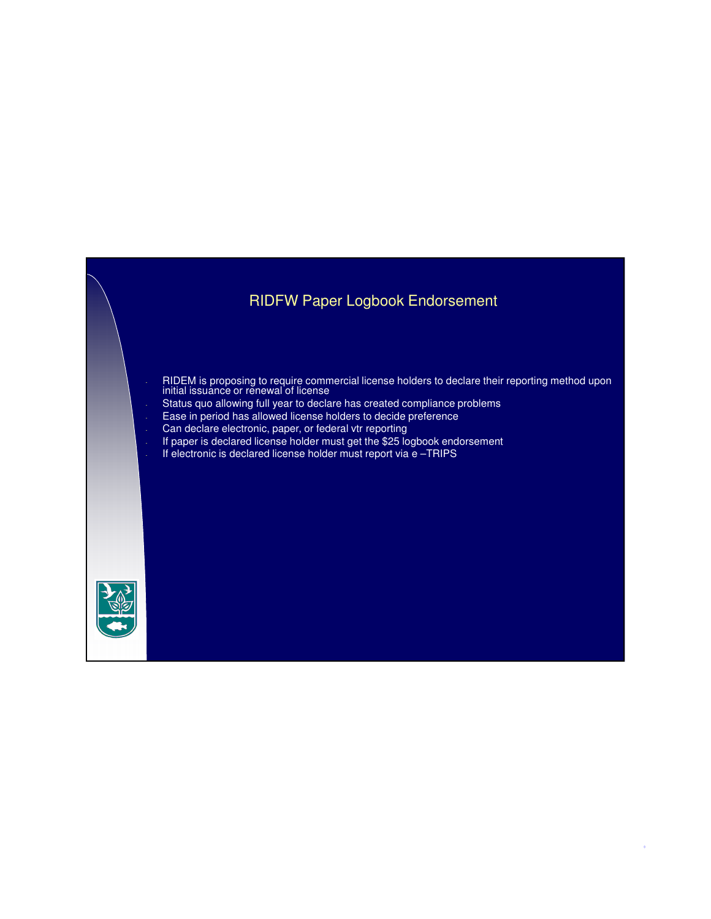# RIDFW Paper Logbook Endorsement

- RIDEM is proposing to require commercial license holders to declare their reporting method upon initial issuance or renewal of license
- Status quo allowing full year to declare has created compliance problems
- Ease in period has allowed license holders to decide preference
- Can declare electronic, paper, or federal vtr reporting
- If paper is declared license holder must get the $25 logbook endorsement
- If electronic is declared license holder must report via e –TRIPS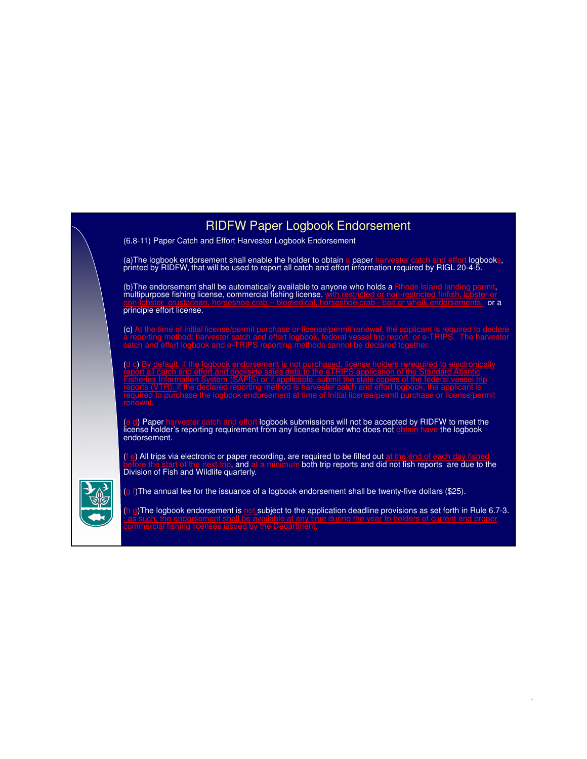# RIDFW Paper Logbook Endorsement

(6.8-11) Paper Catch and Effort Harvester Logbook Endorsement

(a)The logbook endorsement shall enable the holder to obtain a paper harvester catch and effort logbooks, printed by RIDFW, that will be used to report all catch and effort information required by RIGL 20-4-5.

(b)The endorsement shall be automatically available to anyone who holds a Rhode Island landing permit, multipurpose fishing license, commercial fishing license, with restricted or non-restricted finfish, lobster or non-lobster crustacean, horseshoe crab – biomedical, horseshoe crab - bait or whelk endorsements, or a principle effort license.

(c) At the time of initial license/permit purchase or license/permit renewal, the applicant is required to declare a reporting method: harvester catch and effort logbook, federal vessel trip report, or e-TRIPS. The harvester catch and effort logbook and e-TRIPS reporting methods cannot be declared together.

(d c) By default, if the logbook endorsement is not purchased, license holders rerequired to electronically report all catch and effort and dockside sales data to the eTRIPS application of the Standard Atlantic Fisheries Information System (SAFIS) or if applicable, submit the state copies of the federal vessel trip reports (VTR). If the declared reporting method is harvester catch and effort logbook, the applicant is required to purchase the logbook endorsement at time of initial license/permit purchase or license/permit renewal.

(e d) Paper harvester catch and effort logbook submissions will not be accepted by RIDFW to meet the license holder's reporting requirement from any license holder who does not obtain have the logbook endorsement.

(f e) All trips via electronic or paper recording, are required to be filled out at the end of each day fished before the start of the next trip, and at a minimum both trip reports and did not fish reports are due to the Division of Fish and Wildlife quarterly.

(g f)The annual fee for the issuance of a logbook endorsement shall be twenty-five dollars ($25).

(h g)The logbook endorsement is not subject to the application deadline provisions as set forth in Rule 6.7-3. ; as such, the endorsement shall be available at any time during the year to holders of current and proper commercial fishing licenses issued by the Department.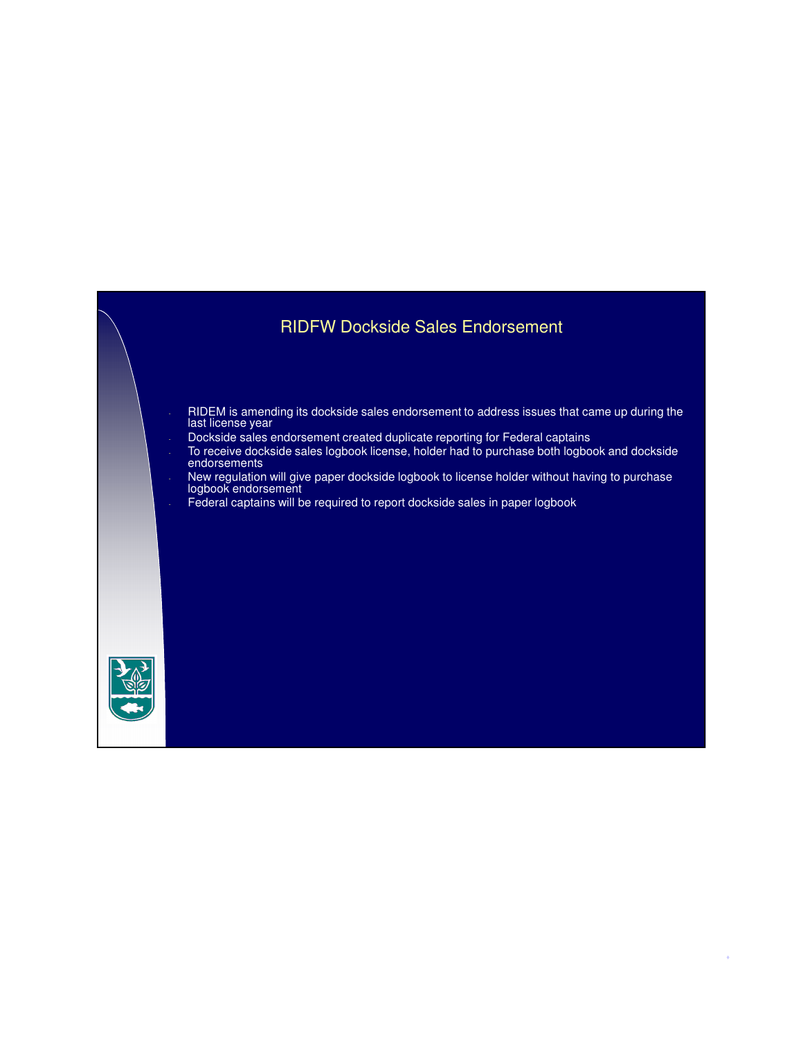# RIDFW Dockside Sales Endorsement

- RIDEM is amending its dockside sales endorsement to address issues that came up during the last license year
- Dockside sales endorsement created duplicate reporting for Federal captains
- To receive dockside sales logbook license, holder had to purchase both logbook and dockside endorsements
- New regulation will give paper dockside logbook to license holder without having to purchase logbook endorsement
- Federal captains will be required to report dockside sales in paper logbook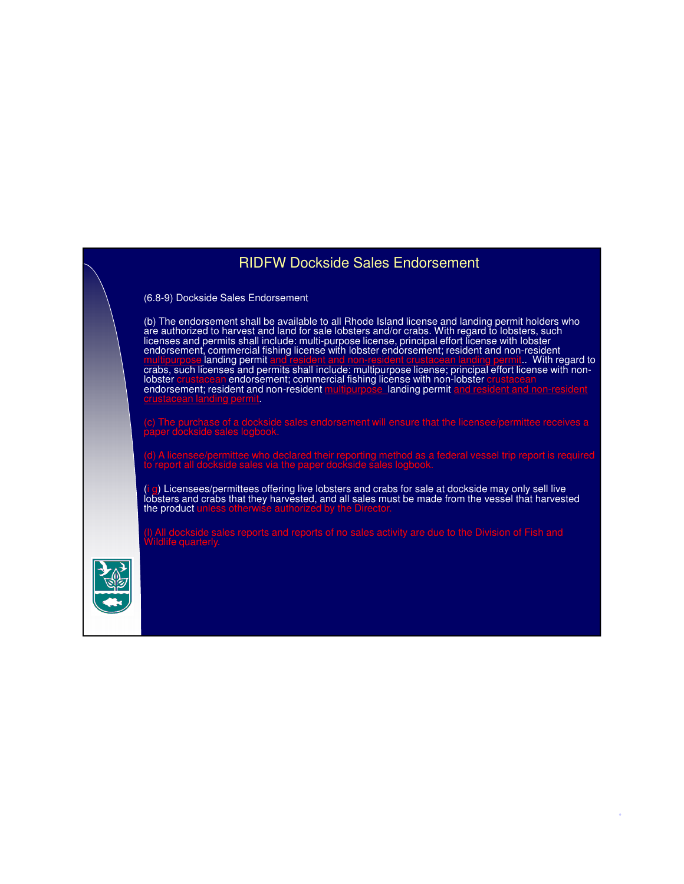# RIDFW Dockside Sales Endorsement

(6.8-9) Dockside Sales Endorsement

(b) The endorsement shall be available to all Rhode Island license and landing permit holders who are authorized to harvest and land for sale lobsters and/or crabs. With regard to lobsters, such licenses and permits shall include: multi-purpose license, principal effort license with lobster endorsement, commercial fishing license with lobster endorsement; resident and non-resident multipurpose landing permit and resident and non-resident crustacean landing permit.. With regard to crabs, such licenses and permits shall include: multipurpose license; principal effort license with non-lobster crustacean endorsement; commercial fishing license with non-lobster crustacean endorsement; resident and non-resident multipurpose landing permit and resident and non-resident crustacean landing permit.

(c) The purchase of a dockside sales endorsement will ensure that the licensee/permittee receives a paper dockside sales logbook.

(d) A licensee/permittee who declared their reporting method as a federal vessel trip report is required to report all dockside sales via the paper dockside sales logbook.

(i g) Licensees/permittees offering live lobsters and crabs for sale at dockside may only sell live lobsters and crabs that they harvested, and all sales must be made from the vessel that harvested the product unless otherwise authorized by the Director.

(l) All dockside sales reports and reports of no sales activity are due to the Division of Fish and Wildlife quarterly.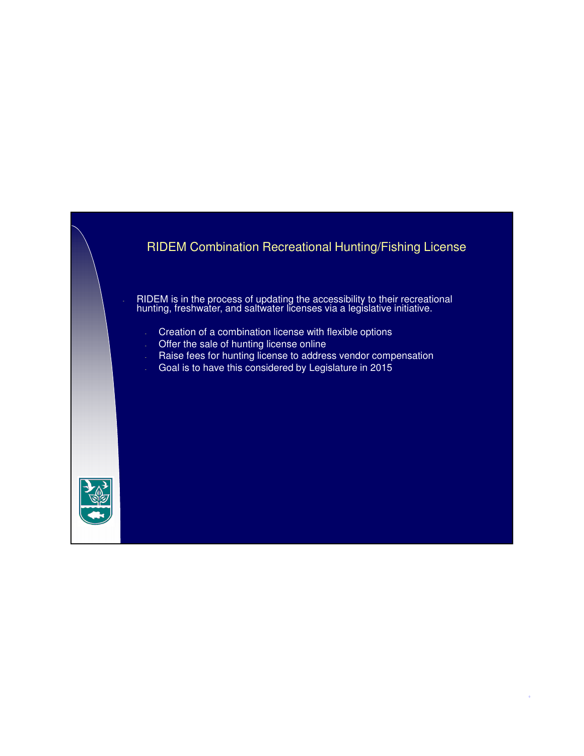# RIDEM Combination Recreational Hunting/Fishing License

- RIDEM is in the process of updating the accessibility to their recreational hunting, freshwater, and saltwater licenses via a legislative initiative.
  - Creation of a combination license with flexible options
  - Offer the sale of hunting license online
  - Raise fees for hunting license to address vendor compensation
  - Goal is to have this considered by Legislature in 2015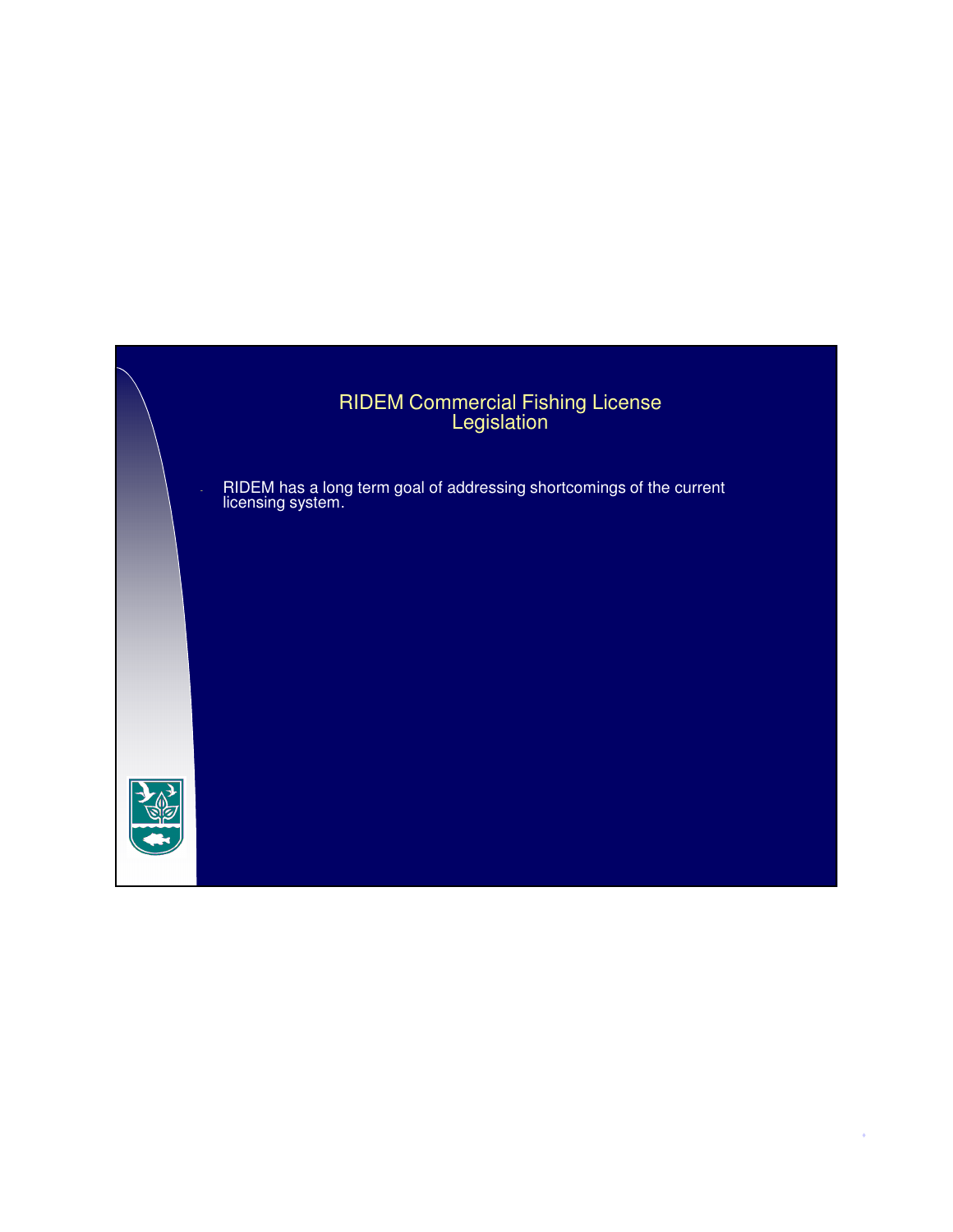# RIDEM Commercial Fishing License Legislation

- RIDEM has a long term goal of addressing shortcomings of the current licensing system.